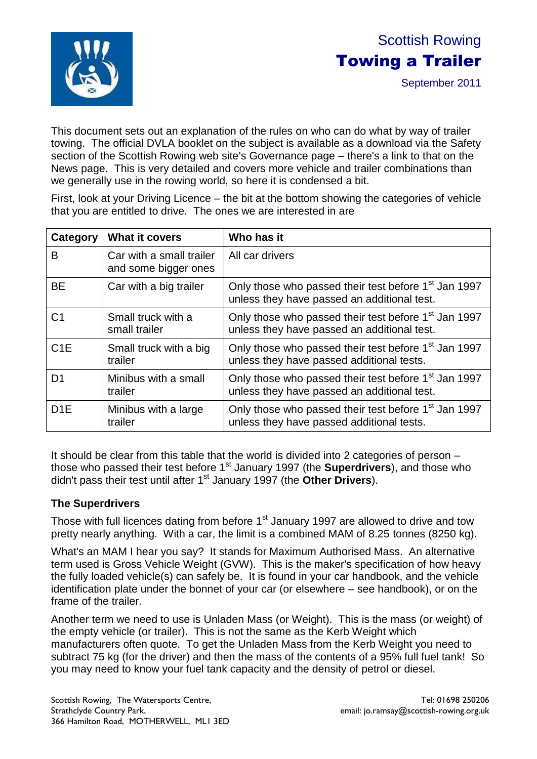Scottish Rowing

# Towing a Trailer

September 2011

This document sets out an explanation of the rules on who can do what by way of trailer towing. The official DVLA booklet on the subject is available as a download via the Safety section of the Scottish Rowing web site's Governance page – there's a link to that on the News page. This is very detailed and covers more vehicle and trailer combinations than we generally use in the rowing world, so here it is condensed a bit.

First, look at your Driving Licence – the bit at the bottom showing the categories of vehicle that you are entitled to drive. The ones we are interested in are

| Category | What it covers | Who has it |
|---|---|---|
| B | Car with a small trailer and some bigger ones | All car drivers |
| BE | Car with a big trailer | Only those who passed their test before 1st Jan 1997 unless they have passed an additional test. |
| C1 | Small truck with a small trailer | Only those who passed their test before 1st Jan 1997 unless they have passed an additional test. |
| C1E | Small truck with a big trailer | Only those who passed their test before 1st Jan 1997 unless they have passed additional tests. |
| D1 | Minibus with a small trailer | Only those who passed their test before 1st Jan 1997 unless they have passed an additional test. |
| D1E | Minibus with a large trailer | Only those who passed their test before 1st Jan 1997 unless they have passed additional tests. |

It should be clear from this table that the world is divided into 2 categories of person – those who passed their test before 1st January 1997 (the **Superdrivers**), and those who didn't pass their test until after 1st January 1997 (the **Other Drivers**).

### The Superdrivers

Those with full licences dating from before 1st January 1997 are allowed to drive and tow pretty nearly anything. With a car, the limit is a combined MAM of 8.25 tonnes (8250 kg).

What's an MAM I hear you say? It stands for Maximum Authorised Mass. An alternative term used is Gross Vehicle Weight (GVW). This is the maker's specification of how heavy the fully loaded vehicle(s) can safely be. It is found in your car handbook, and the vehicle identification plate under the bonnet of your car (or elsewhere – see handbook), or on the frame of the trailer.

Another term we need to use is Unladen Mass (or Weight). This is the mass (or weight) of the empty vehicle (or trailer). This is not the same as the Kerb Weight which manufacturers often quote. To get the Unladen Mass from the Kerb Weight you need to subtract 75 kg (for the driver) and then the mass of the contents of a 95% full fuel tank! So you may need to know your fuel tank capacity and the density of petrol or diesel.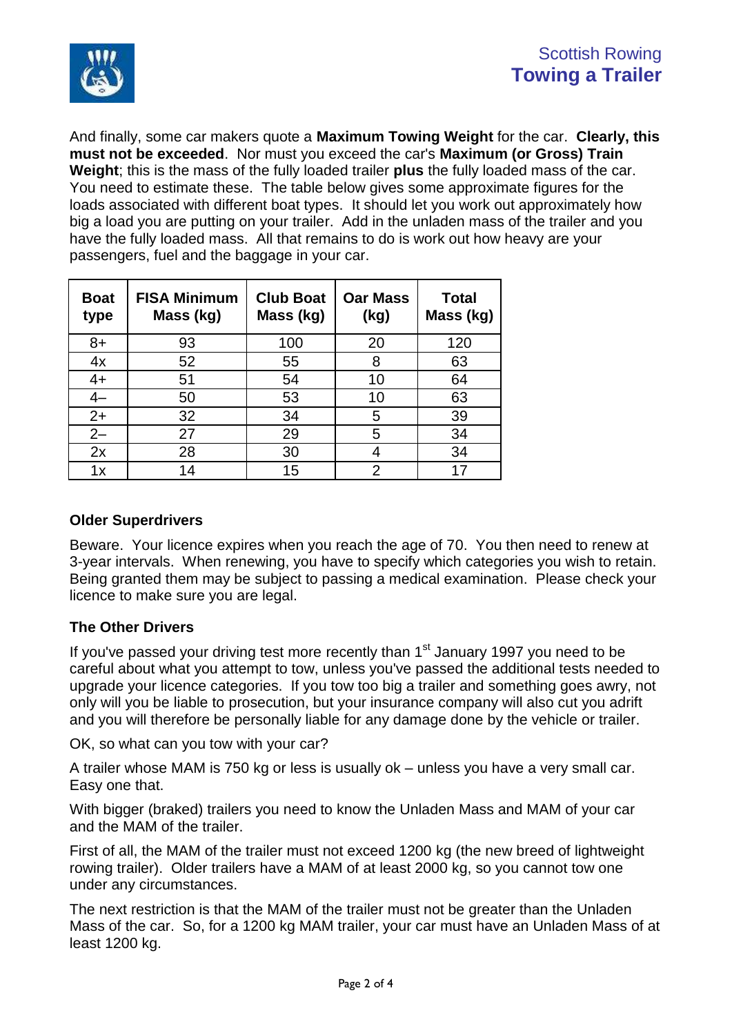And finally, some car makers quote a **Maximum Towing Weight** for the car. **Clearly, this must not be exceeded**. Nor must you exceed the car's **Maximum (or Gross) Train Weight**; this is the mass of the fully loaded trailer **plus** the fully loaded mass of the car. You need to estimate these. The table below gives some approximate figures for the loads associated with different boat types. It should let you work out approximately how big a load you are putting on your trailer. Add in the unladen mass of the trailer and you have the fully loaded mass. All that remains to do is work out how heavy are your passengers, fuel and the baggage in your car.

| Boat type | FISA Minimum Mass (kg) | Club Boat Mass (kg) | Oar Mass (kg) | Total Mass (kg) |
|---|---|---|---|---|
| 8+ | 93 | 100 | 20 | 120 |
| 4x | 52 | 55 | 8 | 63 |
| 4+ | 51 | 54 | 10 | 64 |
| 4– | 50 | 53 | 10 | 63 |
| 2+ | 32 | 34 | 5 | 39 |
| 2– | 27 | 29 | 5 | 34 |
| 2x | 28 | 30 | 4 | 34 |
| 1x | 14 | 15 | 2 | 17 |

### Older Superdrivers

Beware. Your licence expires when you reach the age of 70. You then need to renew at 3-year intervals. When renewing, you have to specify which categories you wish to retain. Being granted them may be subject to passing a medical examination. Please check your licence to make sure you are legal.

### The Other Drivers

If you've passed your driving test more recently than 1st January 1997 you need to be careful about what you attempt to tow, unless you've passed the additional tests needed to upgrade your licence categories. If you tow too big a trailer and something goes awry, not only will you be liable to prosecution, but your insurance company will also cut you adrift and you will therefore be personally liable for any damage done by the vehicle or trailer.

OK, so what can you tow with your car?

A trailer whose MAM is 750 kg or less is usually ok – unless you have a very small car. Easy one that.

With bigger (braked) trailers you need to know the Unladen Mass and MAM of your car and the MAM of the trailer.

First of all, the MAM of the trailer must not exceed 1200 kg (the new breed of lightweight rowing trailer). Older trailers have a MAM of at least 2000 kg, so you cannot tow one under any circumstances.

The next restriction is that the MAM of the trailer must not be greater than the Unladen Mass of the car. So, for a 1200 kg MAM trailer, your car must have an Unladen Mass of at least 1200 kg.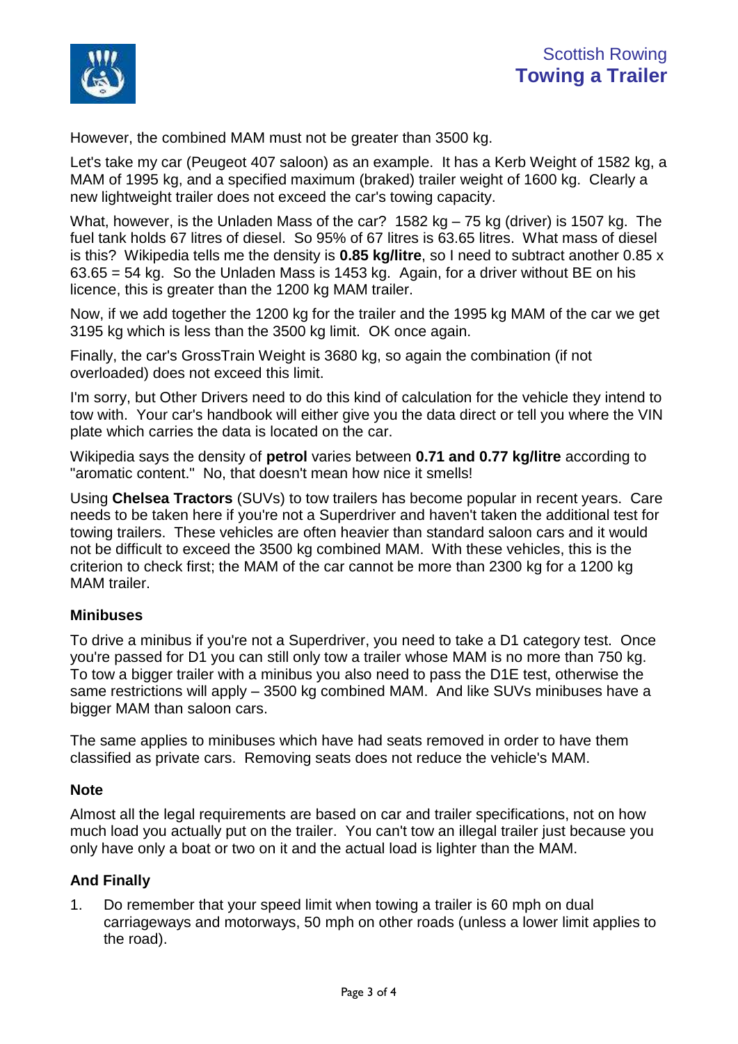However, the combined MAM must not be greater than 3500 kg.

Let's take my car (Peugeot 407 saloon) as an example. It has a Kerb Weight of 1582 kg, a MAM of 1995 kg, and a specified maximum (braked) trailer weight of 1600 kg. Clearly a new lightweight trailer does not exceed the car's towing capacity.

What, however, is the Unladen Mass of the car? 1582 kg – 75 kg (driver) is 1507 kg. The fuel tank holds 67 litres of diesel. So 95% of 67 litres is 63.65 litres. What mass of diesel is this? Wikipedia tells me the density is **0.85 kg/litre**, so I need to subtract another 0.85 x 63.65 = 54 kg. So the Unladen Mass is 1453 kg. Again, for a driver without BE on his licence, this is greater than the 1200 kg MAM trailer.

Now, if we add together the 1200 kg for the trailer and the 1995 kg MAM of the car we get 3195 kg which is less than the 3500 kg limit. OK once again.

Finally, the car's GrossTrain Weight is 3680 kg, so again the combination (if not overloaded) does not exceed this limit.

I'm sorry, but Other Drivers need to do this kind of calculation for the vehicle they intend to tow with. Your car's handbook will either give you the data direct or tell you where the VIN plate which carries the data is located on the car.

Wikipedia says the density of **petrol** varies between **0.71 and 0.77 kg/litre** according to "aromatic content." No, that doesn't mean how nice it smells!

Using **Chelsea Tractors** (SUVs) to tow trailers has become popular in recent years. Care needs to be taken here if you're not a Superdriver and haven't taken the additional test for towing trailers. These vehicles are often heavier than standard saloon cars and it would not be difficult to exceed the 3500 kg combined MAM. With these vehicles, this is the criterion to check first; the MAM of the car cannot be more than 2300 kg for a 1200 kg MAM trailer.

### Minibuses

To drive a minibus if you're not a Superdriver, you need to take a D1 category test. Once you're passed for D1 you can still only tow a trailer whose MAM is no more than 750 kg. To tow a bigger trailer with a minibus you also need to pass the D1E test, otherwise the same restrictions will apply – 3500 kg combined MAM. And like SUVs minibuses have a bigger MAM than saloon cars.

The same applies to minibuses which have had seats removed in order to have them classified as private cars. Removing seats does not reduce the vehicle's MAM.

### Note

Almost all the legal requirements are based on car and trailer specifications, not on how much load you actually put on the trailer. You can't tow an illegal trailer just because you only have only a boat or two on it and the actual load is lighter than the MAM.

### And Finally

1. Do remember that your speed limit when towing a trailer is 60 mph on dual carriageways and motorways, 50 mph on other roads (unless a lower limit applies to the road).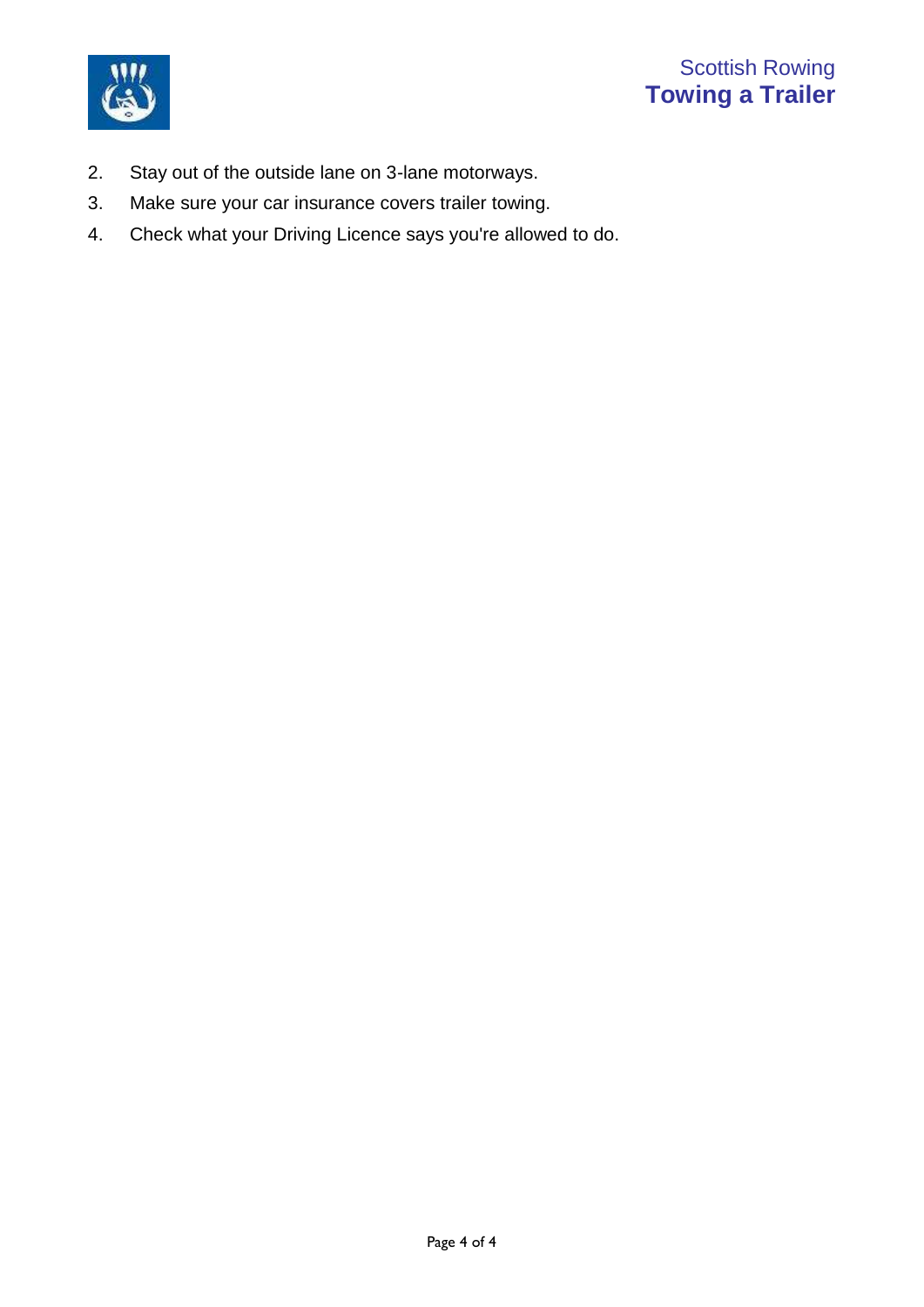2. Stay out of the outside lane on 3-lane motorways.
3. Make sure your car insurance covers trailer towing.
4. Check what your Driving Licence says you're allowed to do.